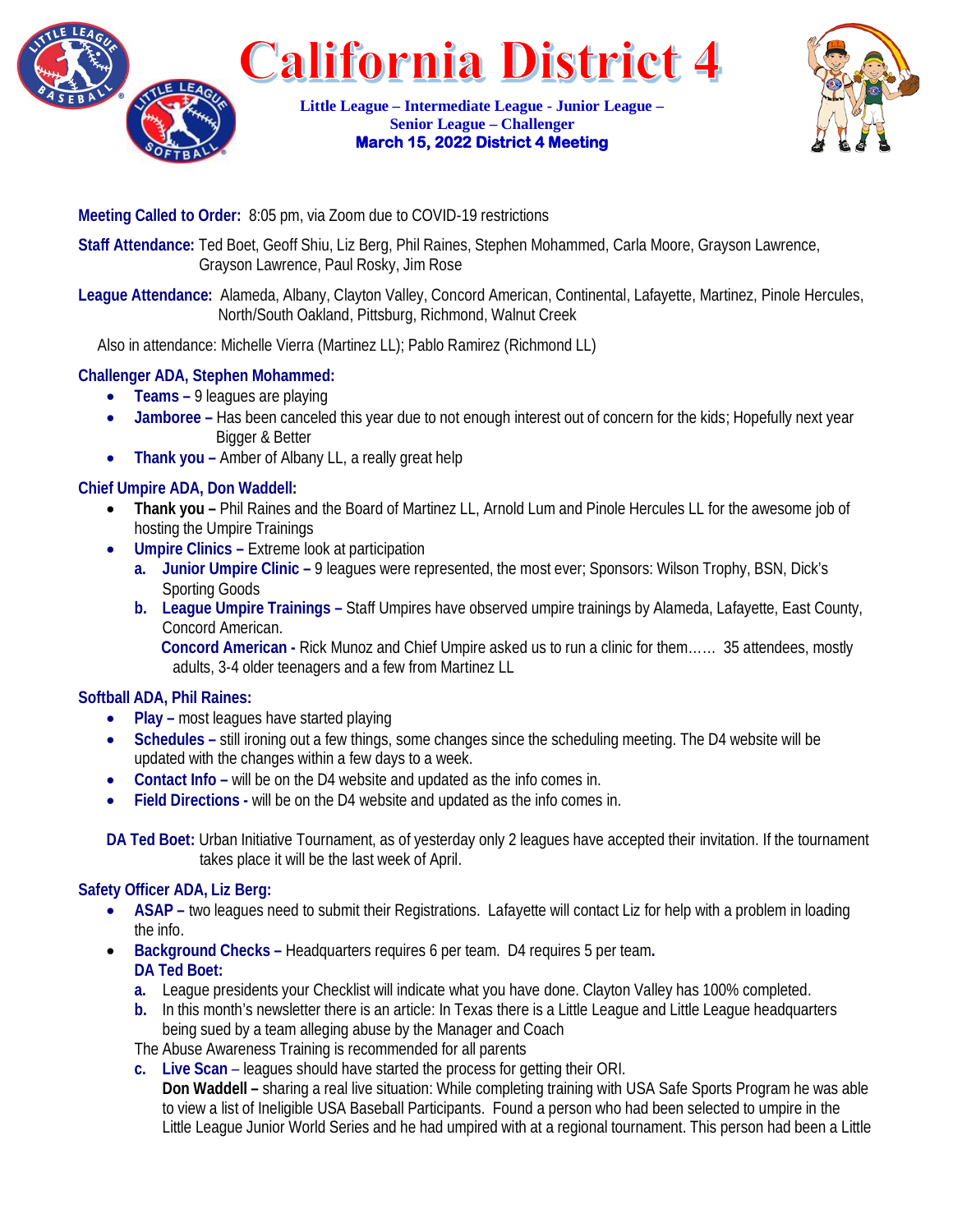# California District 4

**Little League – Intermediate League - Junior League – Senior League – Challenger**
**March 15, 2022 District 4 Meeting**

**Meeting Called to Order:** 8:05 pm, via Zoom due to COVID-19 restrictions

**Staff Attendance:** Ted Boet, Geoff Shiu, Liz Berg, Phil Raines, Stephen Mohammed, Carla Moore, Grayson Lawrence, Grayson Lawrence, Paul Rosky, Jim Rose

**League Attendance:** Alameda, Albany, Clayton Valley, Concord American, Continental, Lafayette, Martinez, Pinole Hercules, North/South Oakland, Pittsburg, Richmond, Walnut Creek

Also in attendance: Michelle Vierra (Martinez LL); Pablo Ramirez (Richmond LL)

**Challenger ADA, Stephen Mohammed:**

- **Teams –** 9 leagues are playing
- **Jamboree –** Has been canceled this year due to not enough interest out of concern for the kids; Hopefully next year Bigger & Better
- **Thank you –** Amber of Albany LL, a really great help

**Chief Umpire ADA, Don Waddell:**

- **Thank you –** Phil Raines and the Board of Martinez LL, Arnold Lum and Pinole Hercules LL for the awesome job of hosting the Umpire Trainings
- **Umpire Clinics –** Extreme look at participation
  a. **Junior Umpire Clinic –** 9 leagues were represented, the most ever; Sponsors: Wilson Trophy, BSN, Dick's Sporting Goods
  b. **League Umpire Trainings –** Staff Umpires have observed umpire trainings by Alameda, Lafayette, East County, Concord American.
     **Concord American -** Rick Munoz and Chief Umpire asked us to run a clinic for them…… 35 attendees, mostly adults, 3-4 older teenagers and a few from Martinez LL

**Softball ADA, Phil Raines:**

- **Play –** most leagues have started playing
- **Schedules –** still ironing out a few things, some changes since the scheduling meeting. The D4 website will be updated with the changes within a few days to a week.
- **Contact Info –** will be on the D4 website and updated as the info comes in.
- **Field Directions -** will be on the D4 website and updated as the info comes in.

**DA Ted Boet:** Urban Initiative Tournament, as of yesterday only 2 leagues have accepted their invitation. If the tournament takes place it will be the last week of April.

**Safety Officer ADA, Liz Berg:**

- **ASAP –** two leagues need to submit their Registrations. Lafayette will contact Liz for help with a problem in loading the info.
- **Background Checks –** Headquarters requires 6 per team. D4 requires 5 per team.
  **DA Ted Boet:**
  a. League presidents your Checklist will indicate what you have done. Clayton Valley has 100% completed.
  b. In this month's newsletter there is an article: In Texas there is a Little League and Little League headquarters being sued by a team alleging abuse by the Manager and Coach
  The Abuse Awareness Training is recommended for all parents
  c. **Live Scan –** leagues should have started the process for getting their ORI.
     **Don Waddell –** sharing a real live situation: While completing training with USA Safe Sports Program he was able to view a list of Ineligible USA Baseball Participants. Found a person who had been selected to umpire in the Little League Junior World Series and he had umpired with at a regional tournament. This person had been a Little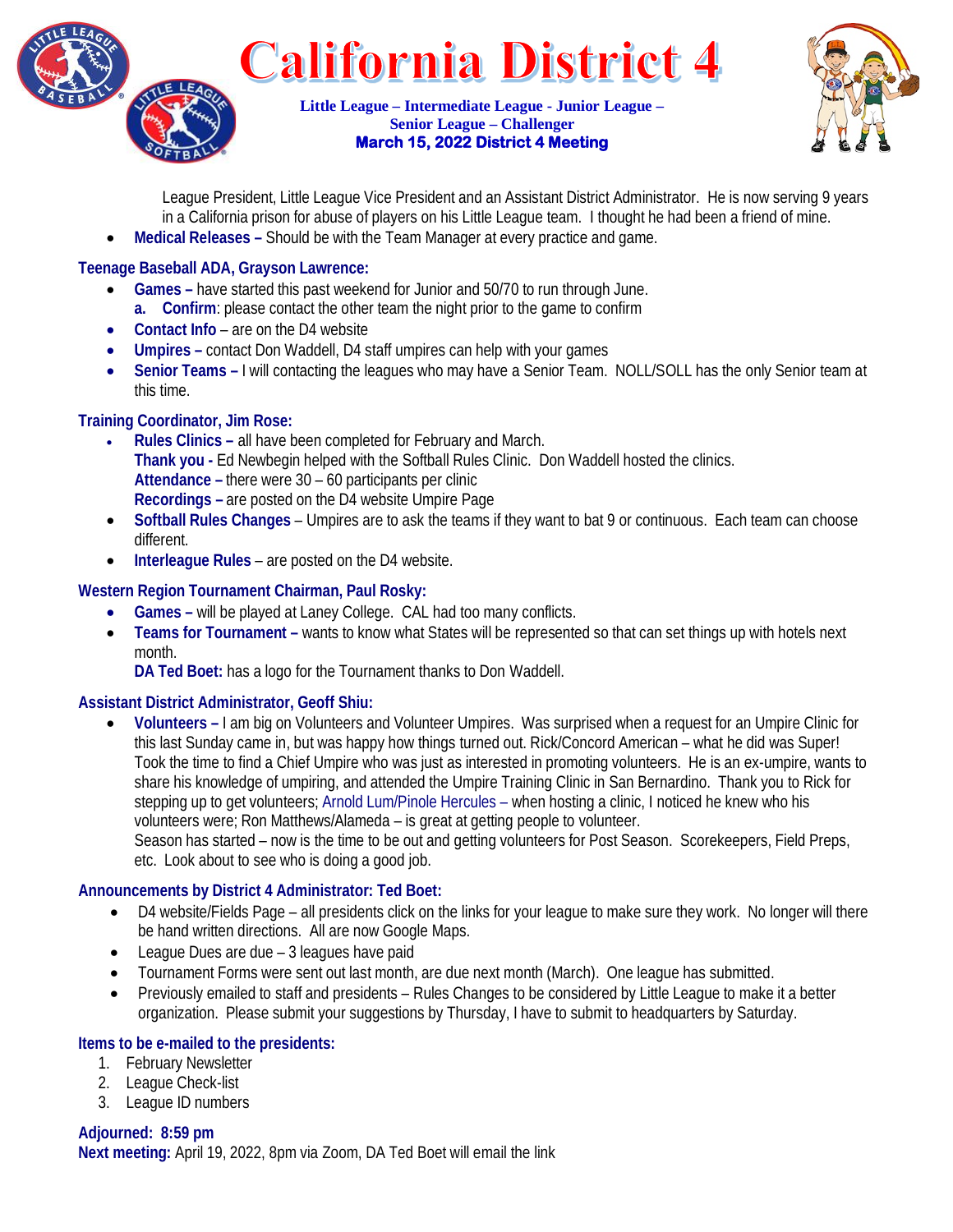League President, Little League Vice President and an Assistant District Administrator. He is now serving 9 years in a California prison for abuse of players on his Little League team. I thought he had been a friend of mine.

- **Medical Releases –** Should be with the Team Manager at every practice and game.

**Teenage Baseball ADA, Grayson Lawrence:**

- **Games –** have started this past weekend for Junior and 50/70 to run through June.
  - **a. Confirm**: please contact the other team the night prior to the game to confirm
- **Contact Info** – are on the D4 website
- **Umpires –** contact Don Waddell, D4 staff umpires can help with your games
- **Senior Teams –** I will contacting the leagues who may have a Senior Team. NOLL/SOLL has the only Senior team at this time.

**Training Coordinator, Jim Rose:**

- **Rules Clinics –** all have been completed for February and March.
  **Thank you -** Ed Newbegin helped with the Softball Rules Clinic. Don Waddell hosted the clinics.
  **Attendance –** there were 30 – 60 participants per clinic
  **Recordings –** are posted on the D4 website Umpire Page
- **Softball Rules Changes** – Umpires are to ask the teams if they want to bat 9 or continuous. Each team can choose different.
- **Interleague Rules** – are posted on the D4 website.

**Western Region Tournament Chairman, Paul Rosky:**

- **Games –** will be played at Laney College. CAL had too many conflicts.
- **Teams for Tournament –** wants to know what States will be represented so that can set things up with hotels next month.
  **DA Ted Boet:** has a logo for the Tournament thanks to Don Waddell.

**Assistant District Administrator, Geoff Shiu:**

- **Volunteers –** I am big on Volunteers and Volunteer Umpires. Was surprised when a request for an Umpire Clinic for this last Sunday came in, but was happy how things turned out. Rick/Concord American – what he did was Super! Took the time to find a Chief Umpire who was just as interested in promoting volunteers. He is an ex-umpire, wants to share his knowledge of umpiring, and attended the Umpire Training Clinic in San Bernardino. Thank you to Rick for stepping up to get volunteers; Arnold Lum/Pinole Hercules – when hosting a clinic, I noticed he knew who his volunteers were; Ron Matthews/Alameda – is great at getting people to volunteer.
  Season has started – now is the time to be out and getting volunteers for Post Season. Scorekeepers, Field Preps, etc. Look about to see who is doing a good job.

**Announcements by District 4 Administrator: Ted Boet:**

- D4 website/Fields Page – all presidents click on the links for your league to make sure they work. No longer will there be hand written directions. All are now Google Maps.
- League Dues are due – 3 leagues have paid
- Tournament Forms were sent out last month, are due next month (March). One league has submitted.
- Previously emailed to staff and presidents – Rules Changes to be considered by Little League to make it a better organization. Please submit your suggestions by Thursday, I have to submit to headquarters by Saturday.

**Items to be e-mailed to the presidents:**

1. February Newsletter
2. League Check-list
3. League ID numbers

**Adjourned: 8:59 pm**
**Next meeting:** April 19, 2022, 8pm via Zoom, DA Ted Boet will email the link